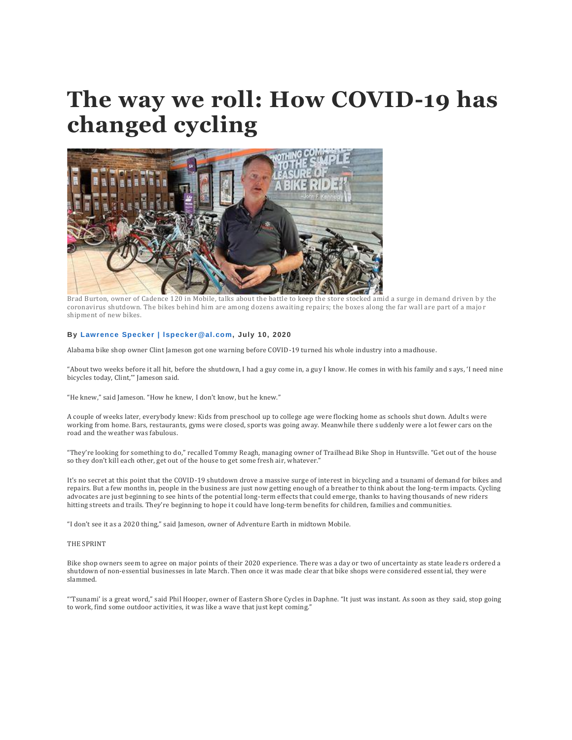# The way we roll: How COVID-19 has changed cycling

Brad Burton, owner of Cadence 120 in Mobile, talks about the battle to keep the store stocked amid a surge in demand driven by the coronavirus shutdown. The bikes behind him are among dozens awaiting repairs; the boxes along the far wall are part of a major shipment of new bikes.

**By Lawrence Specker | lspecker@al.com, July 10, 2020**

Alabama bike shop owner Clint Jameson got one warning before COVID-19 turned his whole industry into a madhouse.

"About two weeks before it all hit, before the shutdown, I had a guy come in, a guy I know. He comes in with his family and says, 'I need nine bicycles today, Clint,'" Jameson said.

"He knew," said Jameson. "How he knew, I don't know, but he knew."

A couple of weeks later, everybody knew: Kids from preschool up to college age were flocking home as schools shut down. Adults were working from home. Bars, restaurants, gyms were closed, sports was going away. Meanwhile there suddenly were a lot fewer cars on the road and the weather was fabulous.

"They're looking for something to do," recalled Tommy Reagh, managing owner of Trailhead Bike Shop in Huntsville. "Get out of the house so they don't kill each other, get out of the house to get some fresh air, whatever."

It's no secret at this point that the COVID-19 shutdown drove a massive surge of interest in bicycling and a tsunami of demand for bikes and repairs. But a few months in, people in the business are just now getting enough of a breather to think about the long-term impacts. Cycling advocates are just beginning to see hints of the potential long-term effects that could emerge, thanks to having thousands of new riders hitting streets and trails. They're beginning to hope it could have long-term benefits for children, families and communities.

"I don't see it as a 2020 thing," said Jameson, owner of Adventure Earth in midtown Mobile.

THE SPRINT

Bike shop owners seem to agree on major points of their 2020 experience. There was a day or two of uncertainty as state leaders ordered a shutdown of non-essential businesses in late March. Then once it was made clear that bike shops were considered essential, they were slammed.

"'Tsunami' is a great word," said Phil Hooper, owner of Eastern Shore Cycles in Daphne. "It just was instant. As soon as they said, stop going to work, find some outdoor activities, it was like a wave that just kept coming."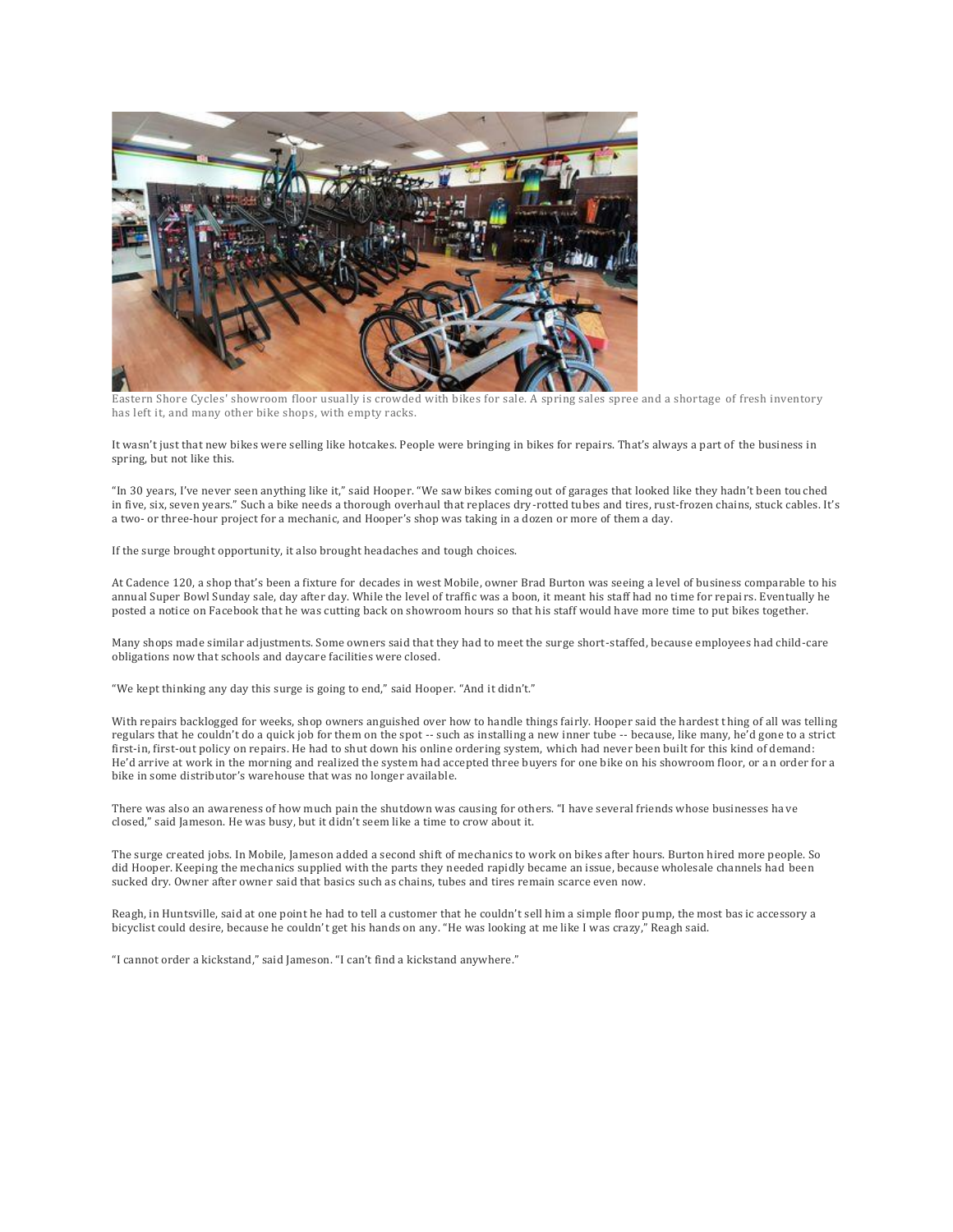Eastern Shore Cycles' showroom floor usually is crowded with bikes for sale. A spring sales spree and a shortage of fresh inventory has left it, and many other bike shops, with empty racks.

It wasn't just that new bikes were selling like hotcakes. People were bringing in bikes for repairs. That's always a part of the business in spring, but not like this.

"In 30 years, I've never seen anything like it," said Hooper. "We saw bikes coming out of garages that looked like they hadn't been touched in five, six, seven years." Such a bike needs a thorough overhaul that replaces dry-rotted tubes and tires, rust-frozen chains, stuck cables. It's a two- or three-hour project for a mechanic, and Hooper's shop was taking in a dozen or more of them a day.

If the surge brought opportunity, it also brought headaches and tough choices.

At Cadence 120, a shop that's been a fixture for decades in west Mobile, owner Brad Burton was seeing a level of business comparable to his annual Super Bowl Sunday sale, day after day. While the level of traffic was a boon, it meant his staff had no time for repairs. Eventually he posted a notice on Facebook that he was cutting back on showroom hours so that his staff would have more time to put bikes together.

Many shops made similar adjustments. Some owners said that they had to meet the surge short-staffed, because employees had child-care obligations now that schools and daycare facilities were closed.

"We kept thinking any day this surge is going to end," said Hooper. "And it didn't."

With repairs backlogged for weeks, shop owners anguished over how to handle things fairly. Hooper said the hardest thing of all was telling regulars that he couldn't do a quick job for them on the spot -- such as installing a new inner tube -- because, like many, he'd gone to a strict first-in, first-out policy on repairs. He had to shut down his online ordering system, which had never been built for this kind of demand: He'd arrive at work in the morning and realized the system had accepted three buyers for one bike on his showroom floor, or an order for a bike in some distributor's warehouse that was no longer available.

There was also an awareness of how much pain the shutdown was causing for others. "I have several friends whose businesses have closed," said Jameson. He was busy, but it didn't seem like a time to crow about it.

The surge created jobs. In Mobile, Jameson added a second shift of mechanics to work on bikes after hours. Burton hired more people. So did Hooper. Keeping the mechanics supplied with the parts they needed rapidly became an issue, because wholesale channels had been sucked dry. Owner after owner said that basics such as chains, tubes and tires remain scarce even now.

Reagh, in Huntsville, said at one point he had to tell a customer that he couldn't sell him a simple floor pump, the most basic accessory a bicyclist could desire, because he couldn't get his hands on any. "He was looking at me like I was crazy," Reagh said.

"I cannot order a kickstand," said Jameson. "I can't find a kickstand anywhere."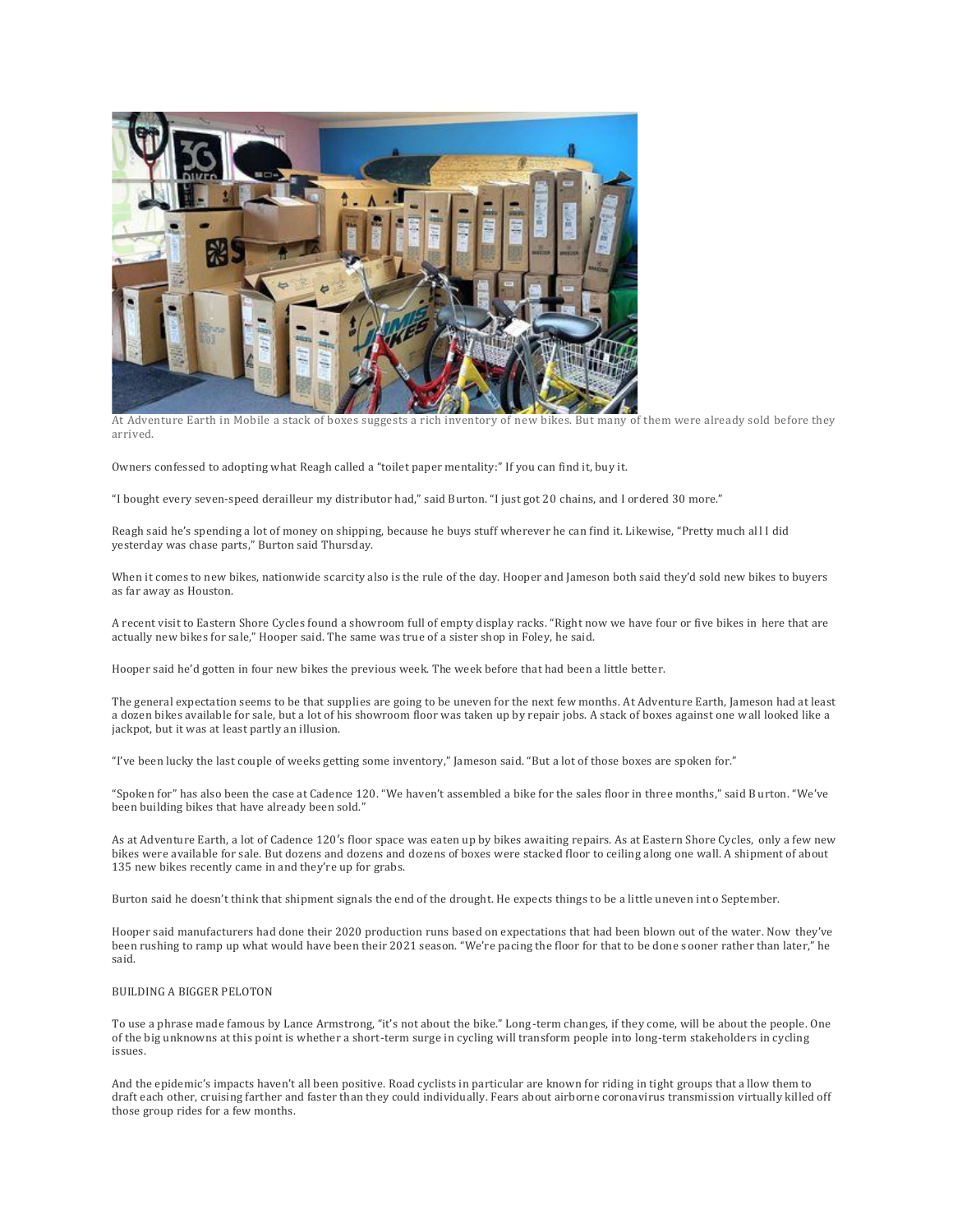At Adventure Earth in Mobile a stack of boxes suggests a rich inventory of new bikes. But many of them were already sold before they arrived.

Owners confessed to adopting what Reagh called a "toilet paper mentality:" If you can find it, buy it.

"I bought every seven-speed derailleur my distributor had," said Burton. "I just got 20 chains, and I ordered 30 more."

Reagh said he's spending a lot of money on shipping, because he buys stuff wherever he can find it. Likewise, "Pretty much all I did yesterday was chase parts," Burton said Thursday.

When it comes to new bikes, nationwide scarcity also is the rule of the day. Hooper and Jameson both said they'd sold new bikes to buyers as far away as Houston.

A recent visit to Eastern Shore Cycles found a showroom full of empty display racks. "Right now we have four or five bikes in here that are actually new bikes for sale," Hooper said. The same was true of a sister shop in Foley, he said.

Hooper said he'd gotten in four new bikes the previous week. The week before that had been a little better.

The general expectation seems to be that supplies are going to be uneven for the next few months. At Adventure Earth, Jameson had at least a dozen bikes available for sale, but a lot of his showroom floor was taken up by repair jobs. A stack of boxes against one wall looked like a jackpot, but it was at least partly an illusion.

"I've been lucky the last couple of weeks getting some inventory," Jameson said. "But a lot of those boxes are spoken for."

"Spoken for" has also been the case at Cadence 120. "We haven't assembled a bike for the sales floor in three months," said Burton. "We've been building bikes that have already been sold."

As at Adventure Earth, a lot of Cadence 120's floor space was eaten up by bikes awaiting repairs. As at Eastern Shore Cycles, only a few new bikes were available for sale. But dozens and dozens and dozens of boxes were stacked floor to ceiling along one wall. A shipment of about 135 new bikes recently came in and they're up for grabs.

Burton said he doesn't think that shipment signals the end of the drought. He expects things to be a little uneven into September.

Hooper said manufacturers had done their 2020 production runs based on expectations that had been blown out of the water. Now they've been rushing to ramp up what would have been their 2021 season. "We're pacing the floor for that to be done sooner rather than later," he said.

## BUILDING A BIGGER PELOTON

To use a phrase made famous by Lance Armstrong, "it's not about the bike." Long-term changes, if they come, will be about the people. One of the big unknowns at this point is whether a short-term surge in cycling will transform people into long-term stakeholders in cycling issues.

And the epidemic's impacts haven't all been positive. Road cyclists in particular are known for riding in tight groups that allow them to draft each other, cruising farther and faster than they could individually. Fears about airborne coronavirus transmission virtually killed off those group rides for a few months.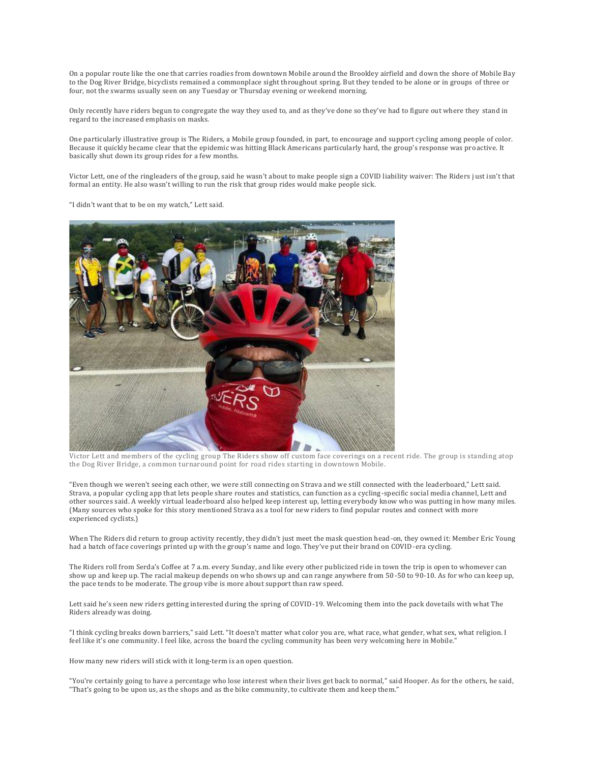On a popular route like the one that carries roadies from downtown Mobile around the Brookley airfield and down the shore of Mobile Bay to the Dog River Bridge, bicyclists remained a commonplace sight throughout spring. But they tended to be alone or in groups of three or four, not the swarms usually seen on any Tuesday or Thursday evening or weekend morning.

Only recently have riders begun to congregate the way they used to, and as they've done so they've had to figure out where they stand in regard to the increased emphasis on masks.

One particularly illustrative group is The Riders, a Mobile group founded, in part, to encourage and support cycling among people of color. Because it quickly became clear that the epidemic was hitting Black Americans particularly hard, the group's response was proactive. It basically shut down its group rides for a few months.

Victor Lett, one of the ringleaders of the group, said he wasn't about to make people sign a COVID liability waiver: The Riders just isn't that formal an entity. He also wasn't willing to run the risk that group rides would make people sick.

"I didn't want that to be on my watch," Lett said.

Victor Lett and members of the cycling group The Riders show off custom face coverings on a recent ride. The group is standing atop the Dog River Bridge, a common turnaround point for road rides starting in downtown Mobile.

"Even though we weren't seeing each other, we were still connecting on Strava and we still connected with the leaderboard," Lett said. Strava, a popular cycling app that lets people share routes and statistics, can function as a cycling-specific social media channel, Lett and other sources said. A weekly virtual leaderboard also helped keep interest up, letting everybody know who was putting in how many miles. (Many sources who spoke for this story mentioned Strava as a tool for new riders to find popular routes and connect with more experienced cyclists.)

When The Riders did return to group activity recently, they didn't just meet the mask question head-on, they owned it: Member Eric Young had a batch of face coverings printed up with the group's name and logo. They've put their brand on COVID-era cycling.

The Riders roll from Serda's Coffee at 7 a.m. every Sunday, and like every other publicized ride in town the trip is open to whomever can show up and keep up. The racial makeup depends on who shows up and can range anywhere from 50-50 to 90-10. As for who can keep up, the pace tends to be moderate. The group vibe is more about support than raw speed.

Lett said he's seen new riders getting interested during the spring of COVID-19. Welcoming them into the pack dovetails with what The Riders already was doing.

"I think cycling breaks down barriers," said Lett. "It doesn't matter what color you are, what race, what gender, what sex, what religion. I feel like it's one community. I feel like, across the board the cycling community has been very welcoming here in Mobile."

How many new riders will stick with it long-term is an open question.

"You're certainly going to have a percentage who lose interest when their lives get back to normal," said Hooper. As for the others, he said, "That's going to be upon us, as the shops and as the bike community, to cultivate them and keep them."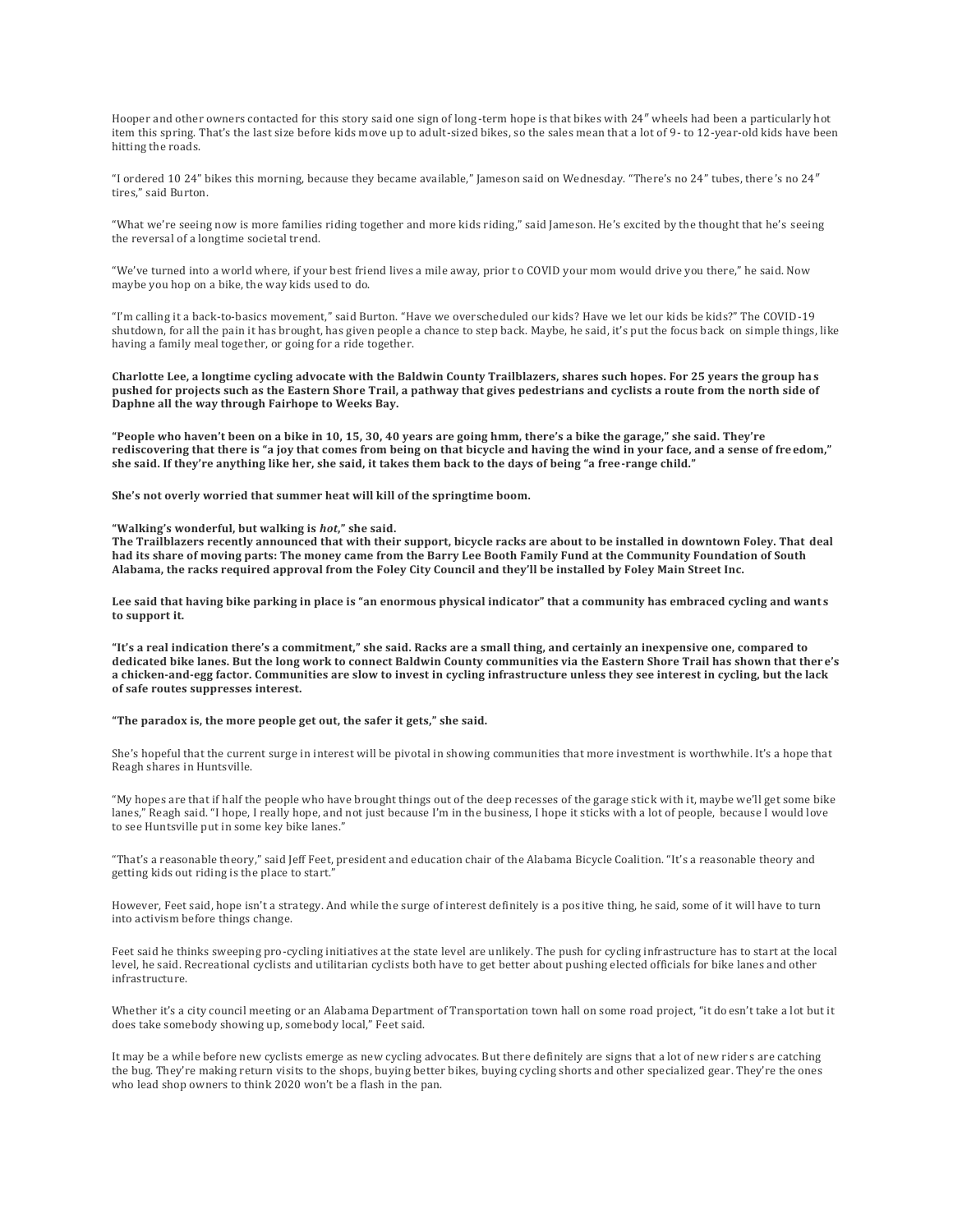Hooper and other owners contacted for this story said one sign of long-term hope is that bikes with 24″ wheels had been a particularly hot item this spring. That's the last size before kids move up to adult-sized bikes, so the sales mean that a lot of 9- to 12-year-old kids have been hitting the roads.

"I ordered 10 24" bikes this morning, because they became available," Jameson said on Wednesday. "There's no 24" tubes, there's no 24″ tires," said Burton.

"What we're seeing now is more families riding together and more kids riding," said Jameson. He's excited by the thought that he's seeing the reversal of a longtime societal trend.

"We've turned into a world where, if your best friend lives a mile away, prior to COVID your mom would drive you there," he said. Now maybe you hop on a bike, the way kids used to do.

"I'm calling it a back-to-basics movement," said Burton. "Have we overscheduled our kids? Have we let our kids be kids?" The COVID-19 shutdown, for all the pain it has brought, has given people a chance to step back. Maybe, he said, it's put the focus back on simple things, like having a family meal together, or going for a ride together.

**Charlotte Lee, a longtime cycling advocate with the Baldwin County Trailblazers, shares such hopes. For 25 years the group has pushed for projects such as the Eastern Shore Trail, a pathway that gives pedestrians and cyclists a route from the north side of Daphne all the way through Fairhope to Weeks Bay.**

**"People who haven't been on a bike in 10, 15, 30, 40 years are going hmm, there's a bike the garage," she said. They're rediscovering that there is "a joy that comes from being on that bicycle and having the wind in your face, and a sense of freedom," she said. If they're anything like her, she said, it takes them back to the days of being "a free-range child."**

**She's not overly worried that summer heat will kill of the springtime boom.**

**"Walking's wonderful, but walking is *hot*," she said.**
**The Trailblazers recently announced that with their support, bicycle racks are about to be installed in downtown Foley. That deal had its share of moving parts: The money came from the Barry Lee Booth Family Fund at the Community Foundation of South Alabama, the racks required approval from the Foley City Council and they'll be installed by Foley Main Street Inc.**

**Lee said that having bike parking in place is "an enormous physical indicator" that a community has embraced cycling and wants to support it.**

**"It's a real indication there's a commitment," she said. Racks are a small thing, and certainly an inexpensive one, compared to dedicated bike lanes. But the long work to connect Baldwin County communities via the Eastern Shore Trail has shown that there's a chicken-and-egg factor. Communities are slow to invest in cycling infrastructure unless they see interest in cycling, but the lack of safe routes suppresses interest.**

**"The paradox is, the more people get out, the safer it gets," she said.**

She's hopeful that the current surge in interest will be pivotal in showing communities that more investment is worthwhile. It's a hope that Reagh shares in Huntsville.

"My hopes are that if half the people who have brought things out of the deep recesses of the garage stick with it, maybe we'll get some bike lanes," Reagh said. "I hope, I really hope, and not just because I'm in the business, I hope it sticks with a lot of people, because I would love to see Huntsville put in some key bike lanes."

"That's a reasonable theory," said Jeff Feet, president and education chair of the Alabama Bicycle Coalition. "It's a reasonable theory and getting kids out riding is the place to start."

However, Feet said, hope isn't a strategy. And while the surge of interest definitely is a positive thing, he said, some of it will have to turn into activism before things change.

Feet said he thinks sweeping pro-cycling initiatives at the state level are unlikely. The push for cycling infrastructure has to start at the local level, he said. Recreational cyclists and utilitarian cyclists both have to get better about pushing elected officials for bike lanes and other infrastructure.

Whether it's a city council meeting or an Alabama Department of Transportation town hall on some road project, "it doesn't take a lot but it does take somebody showing up, somebody local," Feet said.

It may be a while before new cyclists emerge as new cycling advocates. But there definitely are signs that a lot of new riders are catching the bug. They're making return visits to the shops, buying better bikes, buying cycling shorts and other specialized gear. They're the ones who lead shop owners to think 2020 won't be a flash in the pan.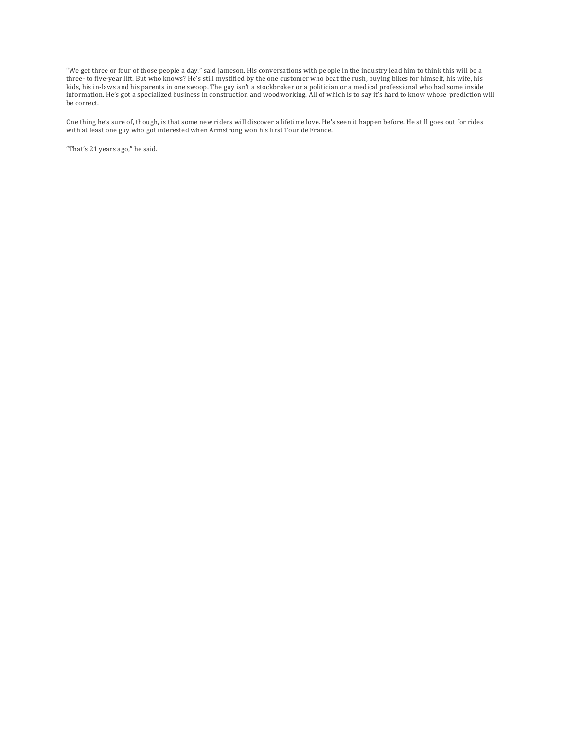"We get three or four of those people a day," said Jameson. His conversations with people in the industry lead him to think this will be a three- to five-year lift. But who knows? He's still mystified by the one customer who beat the rush, buying bikes for himself, his wife, his kids, his in-laws and his parents in one swoop. The guy isn't a stockbroker or a politician or a medical professional who had some inside information. He's got a specialized business in construction and woodworking. All of which is to say it's hard to know whose prediction will be correct.

One thing he's sure of, though, is that some new riders will discover a lifetime love. He's seen it happen before. He still goes out for rides with at least one guy who got interested when Armstrong won his first Tour de France.

"That's 21 years ago," he said.